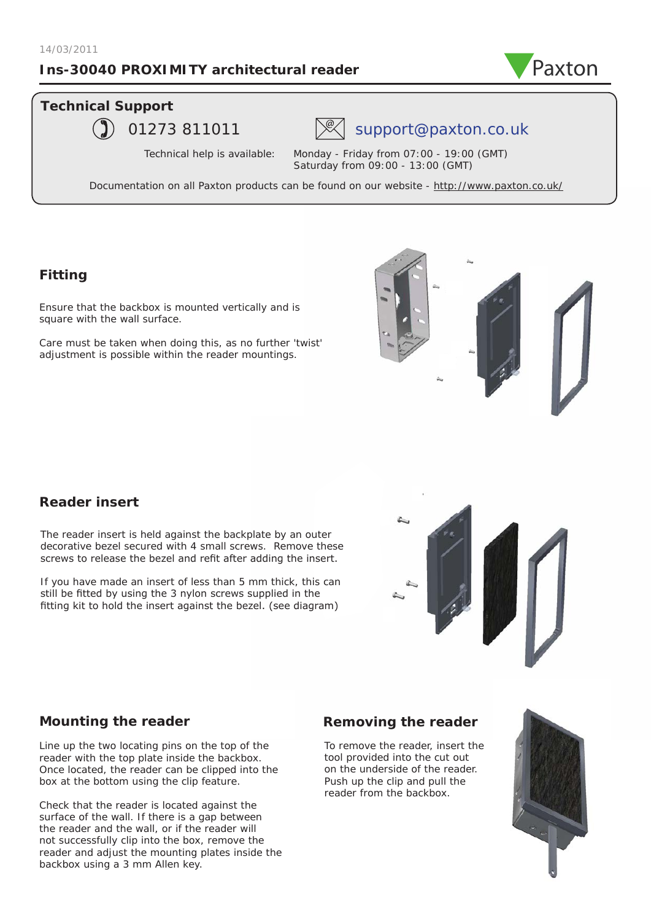14/03/2011

# Ins-30040 PROXIMITY architectural reader

Paxton

## Technical Support

01273 811011

support@paxton.co.uk

Technical help is available: Monday - Friday from 07:00 - 19:00 (GMT)
Saturday from 09:00 - 13:00 (GMT)

Documentation on all Paxton products can be found on our website - http://www.paxton.co.uk/

## Fitting

Ensure that the backbox is mounted vertically and is square with the wall surface.

Care must be taken when doing this, as no further 'twist' adjustment is possible within the reader mountings.

## Reader insert

The reader insert is held against the backplate by an outer decorative bezel secured with 4 small screws. Remove these screws to release the bezel and refit after adding the insert.

If you have made an insert of less than 5 mm thick, this can still be fitted by using the 3 nylon screws supplied in the fitting kit to hold the insert against the bezel. (see diagram)

## Mounting the reader

Line up the two locating pins on the top of the reader with the top plate inside the backbox. Once located, the reader can be clipped into the box at the bottom using the clip feature.

Check that the reader is located against the surface of the wall. If there is a gap between the reader and the wall, or if the reader will not successfully clip into the box, remove the reader and adjust the mounting plates inside the backbox using a 3 mm Allen key.

## Removing the reader

To remove the reader, insert the tool provided into the cut out on the underside of the reader. Push up the clip and pull the reader from the backbox.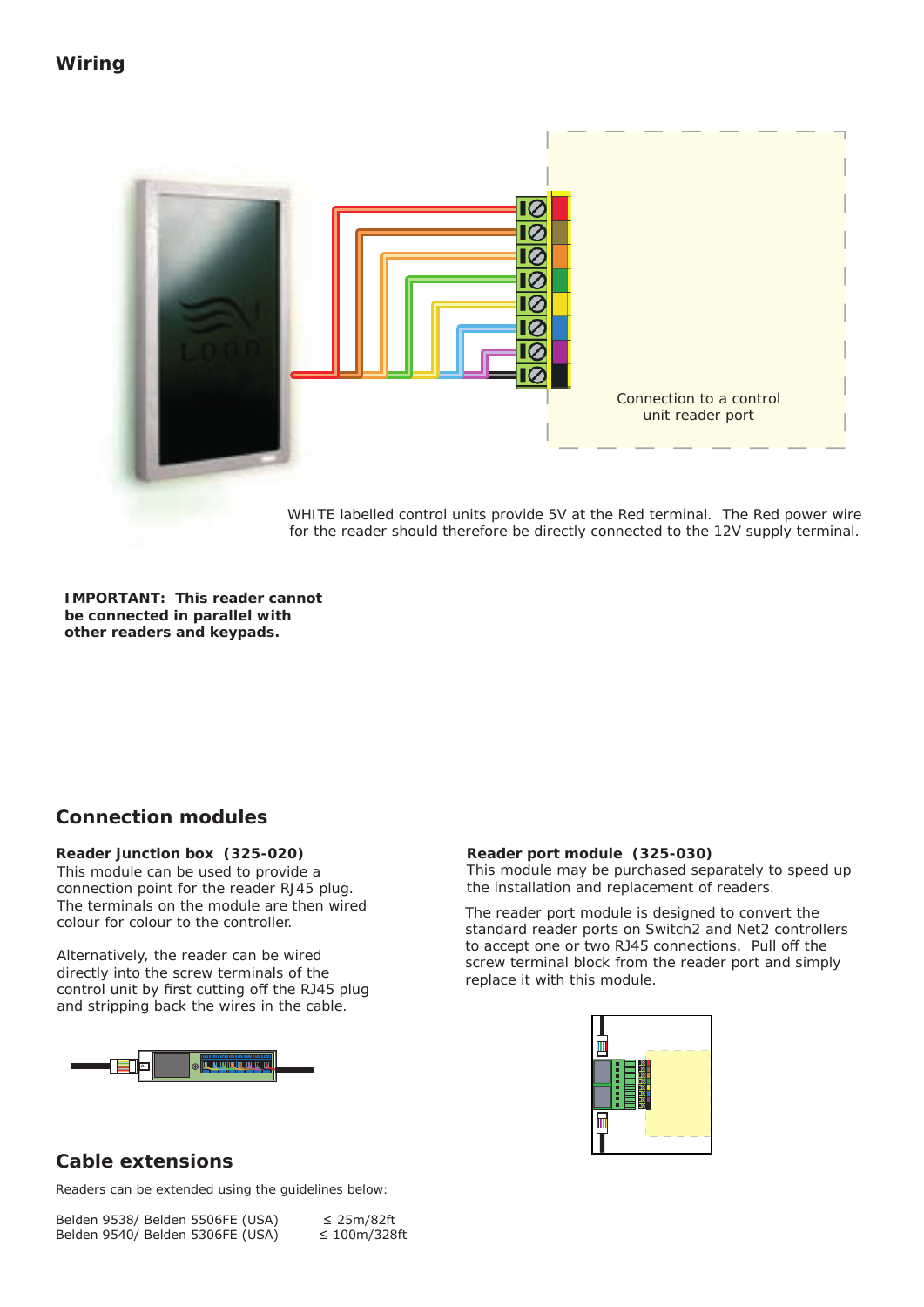## Wiring

Connection to a control unit reader port

WHITE labelled control units provide 5V at the Red terminal. The Red power wire for the reader should therefore be directly connected to the 12V supply terminal.

**IMPORTANT: This reader cannot be connected in parallel with other readers and keypads.**

## Connection modules

**Reader junction box (325-020)**
This module can be used to provide a connection point for the reader RJ45 plug. The terminals on the module are then wired colour for colour to the controller.

Alternatively, the reader can be wired directly into the screw terminals of the control unit by first cutting off the RJ45 plug and stripping back the wires in the cable.

**Reader port module (325-030)**
This module may be purchased separately to speed up the installation and replacement of readers.

The reader port module is designed to convert the standard reader ports on Switch2 and Net2 controllers to accept one or two RJ45 connections. Pull off the screw terminal block from the reader port and simply replace it with this module.

## Cable extensions

Readers can be extended using the guidelines below:

| | |
|---|---|
| Belden 9538/ Belden 5506FE (USA) | ≤ 25m/82ft |
| Belden 9540/ Belden 5306FE (USA) | ≤ 100m/328ft |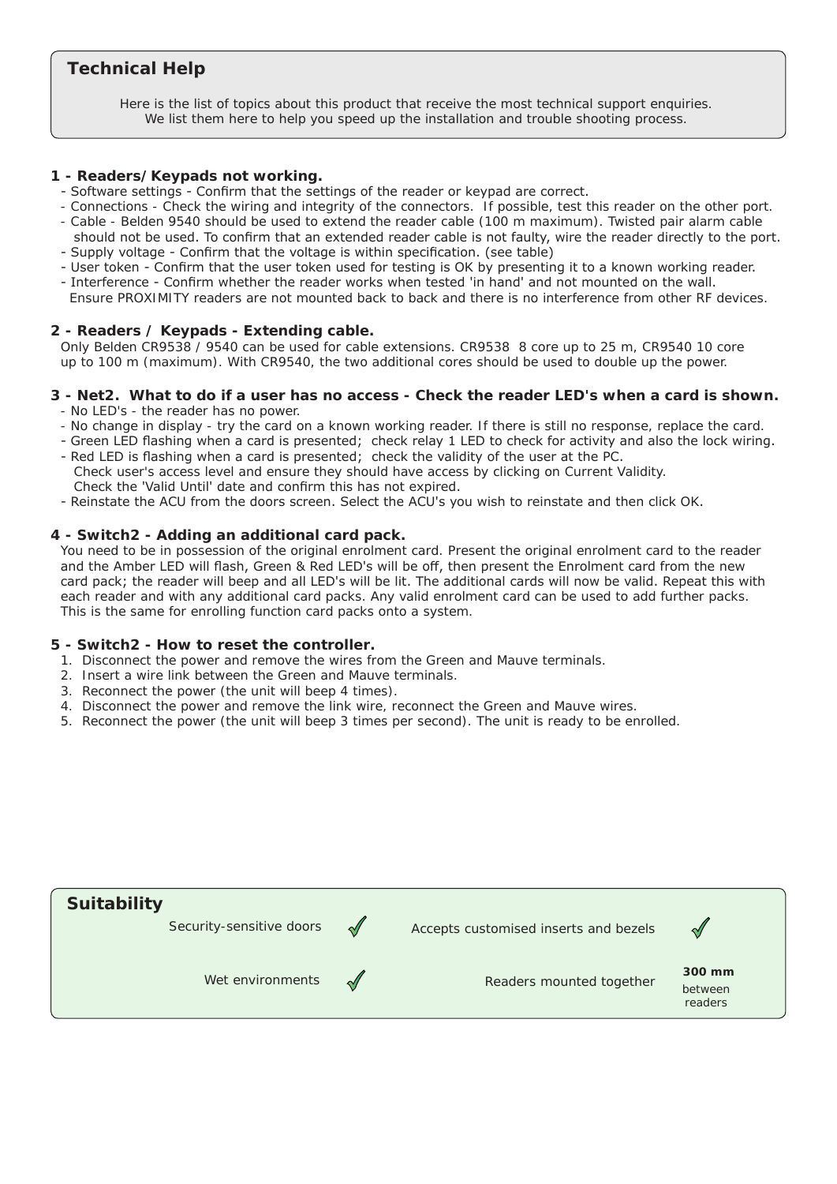## Technical Help

Here is the list of topics about this product that receive the most technical support enquiries.
We list them here to help you speed up the installation and trouble shooting process.

### 1 - Readers/ Keypads not working.

- Software settings - Confirm that the settings of the reader or keypad are correct.
- Connections - Check the wiring and integrity of the connectors. If possible, test this reader on the other port.
- Cable - Belden 9540 should be used to extend the reader cable (100 m maximum). Twisted pair alarm cable should not be used. To confirm that an extended reader cable is not faulty, wire the reader directly to the port.
- Supply voltage - Confirm that the voltage is within specification. (see table)
- User token - Confirm that the user token used for testing is OK by presenting it to a known working reader.
- Interference - Confirm whether the reader works when tested 'in hand' and not mounted on the wall. Ensure PROXIMITY readers are not mounted back to back and there is no interference from other RF devices.

### 2 - Readers / Keypads - Extending cable.

Only Belden CR9538 / 9540 can be used for cable extensions. CR9538 8 core up to 25 m, CR9540 10 core up to 100 m (maximum). With CR9540, the two additional cores should be used to double up the power.

### 3 - Net2. What to do if a user has no access - Check the reader LED's when a card is shown.

- No LED's - the reader has no power.
- No change in display - try the card on a known working reader. If there is still no response, replace the card.
- Green LED flashing when a card is presented; check relay 1 LED to check for activity and also the lock wiring.
- Red LED is flashing when a card is presented; check the validity of the user at the PC.
  Check user's access level and ensure they should have access by clicking on Current Validity.
  Check the 'Valid Until' date and confirm this has not expired.
- Reinstate the ACU from the doors screen. Select the ACU's you wish to reinstate and then click OK.

### 4 - Switch2 - Adding an additional card pack.

You need to be in possession of the original enrolment card. Present the original enrolment card to the reader and the Amber LED will flash, Green & Red LED's will be off, then present the Enrolment card from the new card pack; the reader will beep and all LED's will be lit. The additional cards will now be valid. Repeat this with each reader and with any additional card packs. Any valid enrolment card can be used to add further packs. This is the same for enrolling function card packs onto a system.

### 5 - Switch2 - How to reset the controller.

1. Disconnect the power and remove the wires from the Green and Mauve terminals.
2. Insert a wire link between the Green and Mauve terminals.
3. Reconnect the power (the unit will beep 4 times).
4. Disconnect the power and remove the link wire, reconnect the Green and Mauve wires.
5. Reconnect the power (the unit will beep 3 times per second). The unit is ready to be enrolled.

## Suitability

| | | | |
|---|---|---|---|
| Security-sensitive doors | ✓ | Accepts customised inserts and bezels | ✓ |
| Wet environments | ✓ | Readers mounted together | **300 mm** between readers |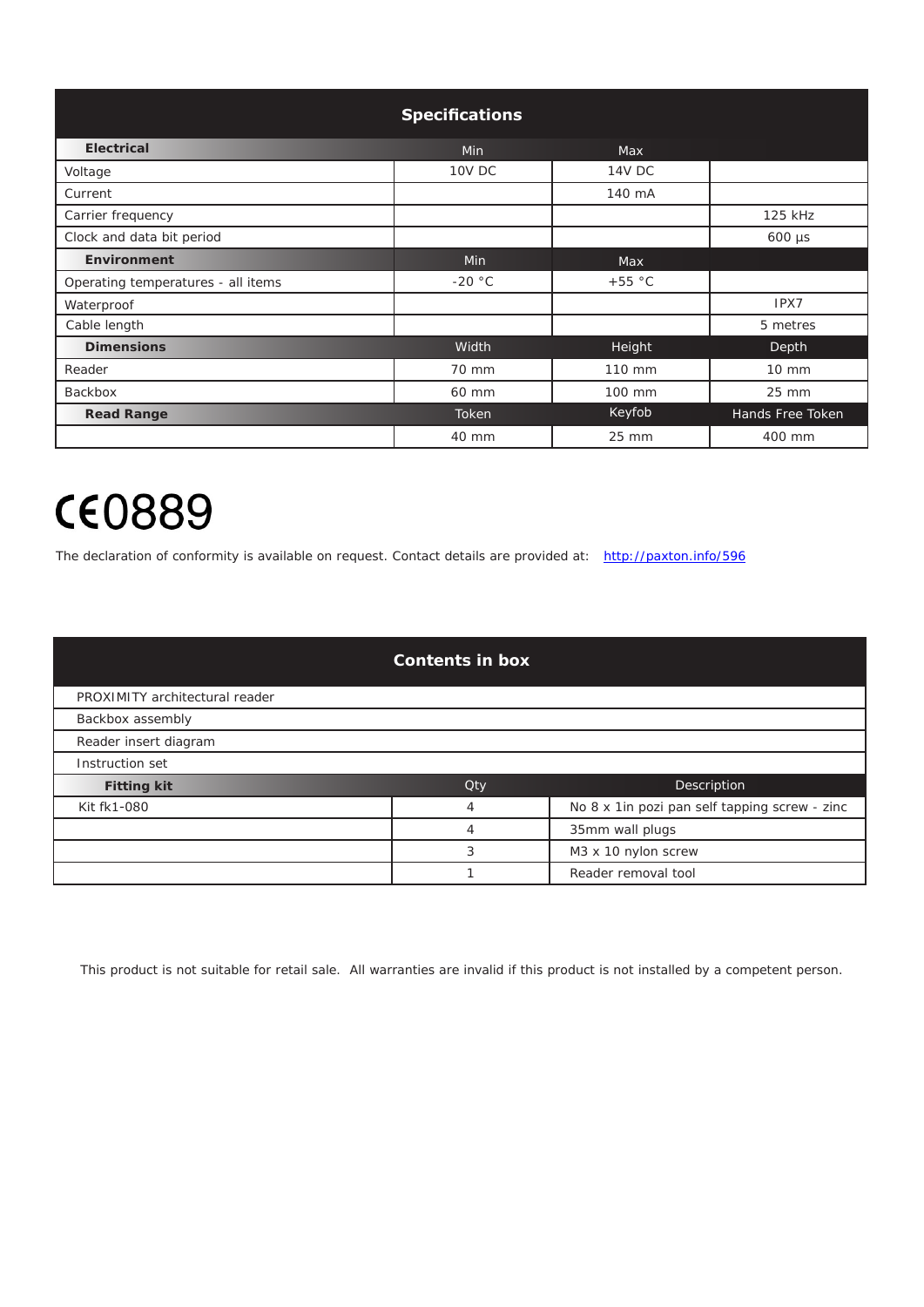## Specifications

| Electrical | Min | Max | |
|---|---|---|---|
| Voltage | 10V DC | 14V DC | |
| Current | | 140 mA | |
| Carrier frequency | | | 125 kHz |
| Clock and data bit period | | | 600 µs |
| **Environment** | Min | Max | |
| Operating temperatures - all items | -20 °C | +55 °C | |
| Waterproof | | | IPX7 |
| Cable length | | | 5 metres |
| **Dimensions** | Width | Height | Depth |
| Reader | 70 mm | 110 mm | 10 mm |
| Backbox | 60 mm | 100 mm | 25 mm |
| **Read Range** | Token | Keyfob | Hands Free Token |
| | 40 mm | 25 mm | 400 mm |

CE0889

The declaration of conformity is available on request. Contact details are provided at: http://paxton.info/596

## Contents in box

| | | |
|---|---|---|
| PROXIMITY architectural reader | | |
| Backbox assembly | | |
| Reader insert diagram | | |
| Instruction set | | |
| **Fitting kit** | Qty | Description |
| Kit fk1-080 | 4 | No 8 x 1in pozi pan self tapping screw - zinc |
| | 4 | 35mm wall plugs |
| | 3 | M3 x 10 nylon screw |
| | 1 | Reader removal tool |

This product is not suitable for retail sale. All warranties are invalid if this product is not installed by a competent person.